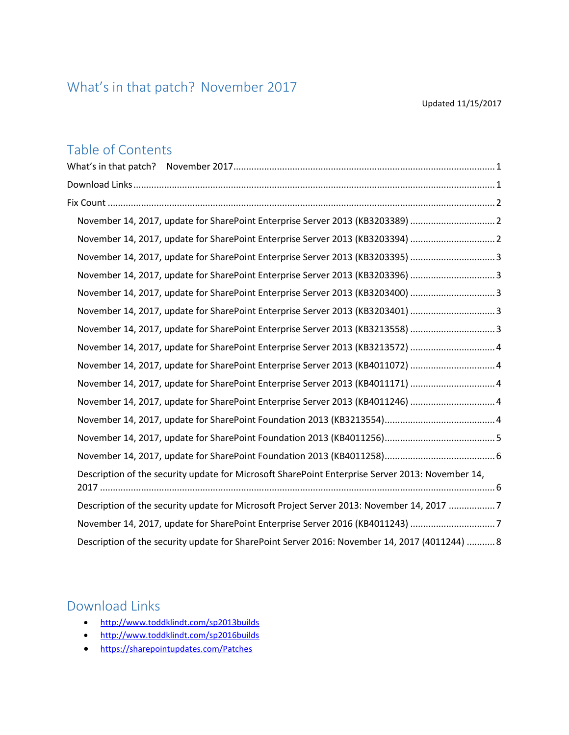# What's in that patch? November 2017

Updated 11/15/2017

## Table of Contents

What's in that patch? November 2017 ........ 1

Download Links ........ 1

Fix Count ........ 2

- November 14, 2017, update for SharePoint Enterprise Server 2013 (KB3203389) ........ 2
- November 14, 2017, update for SharePoint Enterprise Server 2013 (KB3203394) ........ 2
- November 14, 2017, update for SharePoint Enterprise Server 2013 (KB3203395) ........ 3
- November 14, 2017, update for SharePoint Enterprise Server 2013 (KB3203396) ........ 3
- November 14, 2017, update for SharePoint Enterprise Server 2013 (KB3203400) ........ 3
- November 14, 2017, update for SharePoint Enterprise Server 2013 (KB3203401) ........ 3
- November 14, 2017, update for SharePoint Enterprise Server 2013 (KB3213558) ........ 3
- November 14, 2017, update for SharePoint Enterprise Server 2013 (KB3213572) ........ 4
- November 14, 2017, update for SharePoint Enterprise Server 2013 (KB4011072) ........ 4
- November 14, 2017, update for SharePoint Enterprise Server 2013 (KB4011171) ........ 4
- November 14, 2017, update for SharePoint Enterprise Server 2013 (KB4011246) ........ 4
- November 14, 2017, update for SharePoint Foundation 2013 (KB3213554) ........ 4
- November 14, 2017, update for SharePoint Foundation 2013 (KB4011256) ........ 5
- November 14, 2017, update for SharePoint Foundation 2013 (KB4011258) ........ 6
- Description of the security update for Microsoft SharePoint Enterprise Server 2013: November 14, 2017 ........ 6
- Description of the security update for Microsoft Project Server 2013: November 14, 2017 ........ 7
- November 14, 2017, update for SharePoint Enterprise Server 2016 (KB4011243) ........ 7
- Description of the security update for SharePoint Server 2016: November 14, 2017 (4011244) ........ 8

## Download Links

- http://www.toddklindt.com/sp2013builds
- http://www.toddklindt.com/sp2016builds
- https://sharepointupdates.com/Patches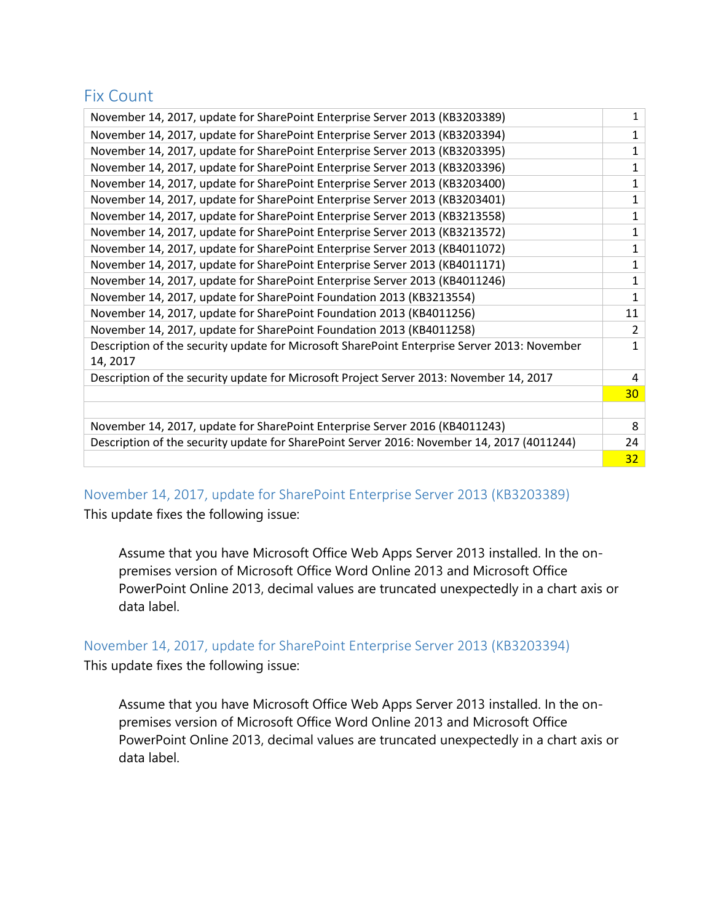## Fix Count

| | |
|---|---|
| November 14, 2017, update for SharePoint Enterprise Server 2013 (KB3203389) | 1 |
| November 14, 2017, update for SharePoint Enterprise Server 2013 (KB3203394) | 1 |
| November 14, 2017, update for SharePoint Enterprise Server 2013 (KB3203395) | 1 |
| November 14, 2017, update for SharePoint Enterprise Server 2013 (KB3203396) | 1 |
| November 14, 2017, update for SharePoint Enterprise Server 2013 (KB3203400) | 1 |
| November 14, 2017, update for SharePoint Enterprise Server 2013 (KB3203401) | 1 |
| November 14, 2017, update for SharePoint Enterprise Server 2013 (KB3213558) | 1 |
| November 14, 2017, update for SharePoint Enterprise Server 2013 (KB3213572) | 1 |
| November 14, 2017, update for SharePoint Enterprise Server 2013 (KB4011072) | 1 |
| November 14, 2017, update for SharePoint Enterprise Server 2013 (KB4011171) | 1 |
| November 14, 2017, update for SharePoint Enterprise Server 2013 (KB4011246) | 1 |
| November 14, 2017, update for SharePoint Foundation 2013 (KB3213554) | 1 |
| November 14, 2017, update for SharePoint Foundation 2013 (KB4011256) | 11 |
| November 14, 2017, update for SharePoint Foundation 2013 (KB4011258) | 2 |
| Description of the security update for Microsoft SharePoint Enterprise Server 2013: November 14, 2017 | 1 |
| Description of the security update for Microsoft Project Server 2013: November 14, 2017 | 4 |
| | 30 |
| | |
| November 14, 2017, update for SharePoint Enterprise Server 2016 (KB4011243) | 8 |
| Description of the security update for SharePoint Server 2016: November 14, 2017 (4011244) | 24 |
| | 32 |

### November 14, 2017, update for SharePoint Enterprise Server 2013 (KB3203389)

This update fixes the following issue:

> Assume that you have Microsoft Office Web Apps Server 2013 installed. In the on-premises version of Microsoft Office Word Online 2013 and Microsoft Office PowerPoint Online 2013, decimal values are truncated unexpectedly in a chart axis or data label.

### November 14, 2017, update for SharePoint Enterprise Server 2013 (KB3203394)

This update fixes the following issue:

> Assume that you have Microsoft Office Web Apps Server 2013 installed. In the on-premises version of Microsoft Office Word Online 2013 and Microsoft Office PowerPoint Online 2013, decimal values are truncated unexpectedly in a chart axis or data label.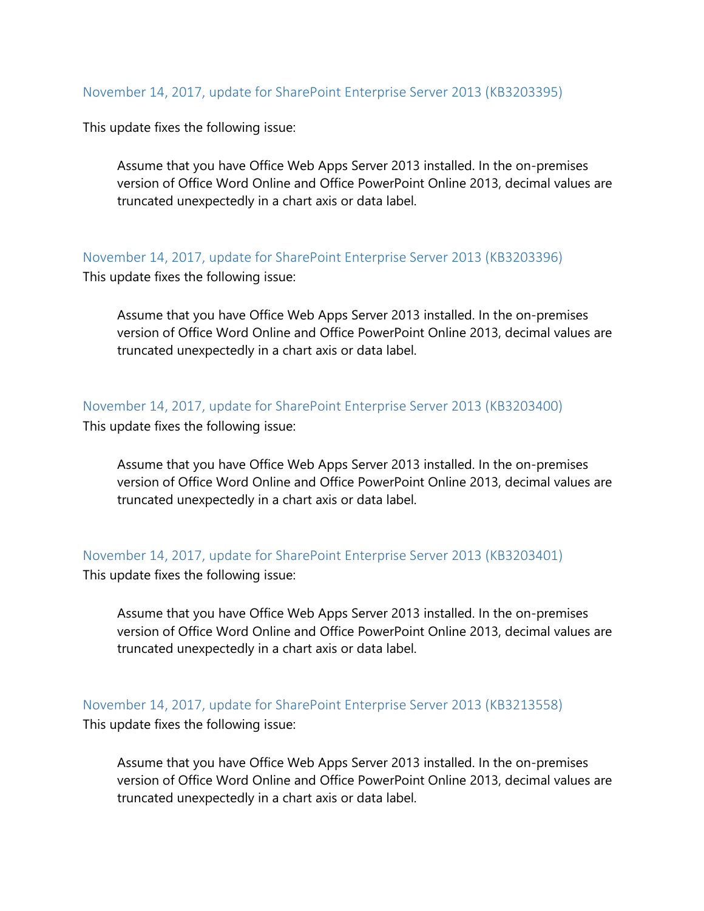## November 14, 2017, update for SharePoint Enterprise Server 2013 (KB3203395)

This update fixes the following issue:

> Assume that you have Office Web Apps Server 2013 installed. In the on-premises version of Office Word Online and Office PowerPoint Online 2013, decimal values are truncated unexpectedly in a chart axis or data label.

## November 14, 2017, update for SharePoint Enterprise Server 2013 (KB3203396)

This update fixes the following issue:

> Assume that you have Office Web Apps Server 2013 installed. In the on-premises version of Office Word Online and Office PowerPoint Online 2013, decimal values are truncated unexpectedly in a chart axis or data label.

## November 14, 2017, update for SharePoint Enterprise Server 2013 (KB3203400)

This update fixes the following issue:

> Assume that you have Office Web Apps Server 2013 installed. In the on-premises version of Office Word Online and Office PowerPoint Online 2013, decimal values are truncated unexpectedly in a chart axis or data label.

## November 14, 2017, update for SharePoint Enterprise Server 2013 (KB3203401)

This update fixes the following issue:

> Assume that you have Office Web Apps Server 2013 installed. In the on-premises version of Office Word Online and Office PowerPoint Online 2013, decimal values are truncated unexpectedly in a chart axis or data label.

## November 14, 2017, update for SharePoint Enterprise Server 2013 (KB3213558)

This update fixes the following issue:

> Assume that you have Office Web Apps Server 2013 installed. In the on-premises version of Office Word Online and Office PowerPoint Online 2013, decimal values are truncated unexpectedly in a chart axis or data label.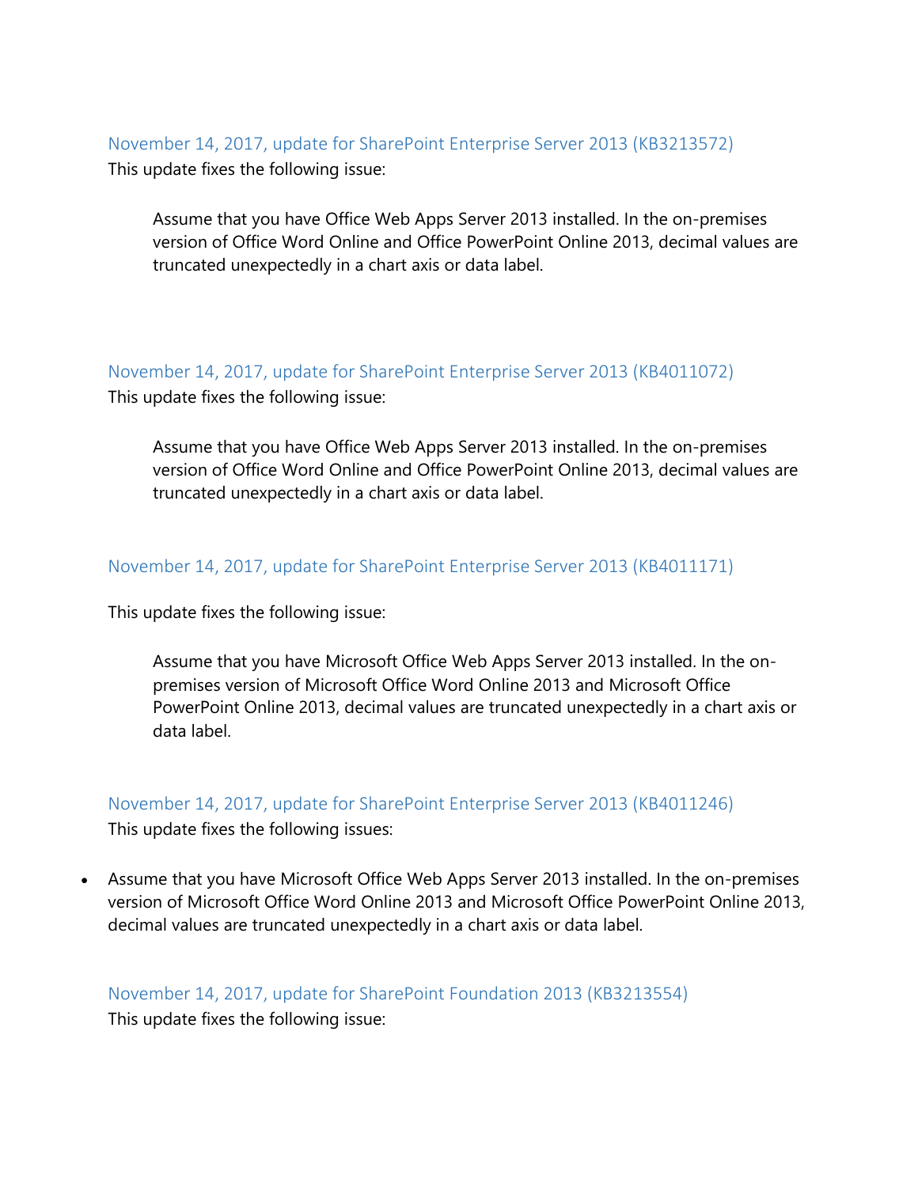### November 14, 2017, update for SharePoint Enterprise Server 2013 (KB3213572)

This update fixes the following issue:

> Assume that you have Office Web Apps Server 2013 installed. In the on-premises version of Office Word Online and Office PowerPoint Online 2013, decimal values are truncated unexpectedly in a chart axis or data label.

### November 14, 2017, update for SharePoint Enterprise Server 2013 (KB4011072)

This update fixes the following issue:

> Assume that you have Office Web Apps Server 2013 installed. In the on-premises version of Office Word Online and Office PowerPoint Online 2013, decimal values are truncated unexpectedly in a chart axis or data label.

### November 14, 2017, update for SharePoint Enterprise Server 2013 (KB4011171)

This update fixes the following issue:

> Assume that you have Microsoft Office Web Apps Server 2013 installed. In the on-premises version of Microsoft Office Word Online 2013 and Microsoft Office PowerPoint Online 2013, decimal values are truncated unexpectedly in a chart axis or data label.

### November 14, 2017, update for SharePoint Enterprise Server 2013 (KB4011246)

This update fixes the following issues:

- Assume that you have Microsoft Office Web Apps Server 2013 installed. In the on-premises version of Microsoft Office Word Online 2013 and Microsoft Office PowerPoint Online 2013, decimal values are truncated unexpectedly in a chart axis or data label.

### November 14, 2017, update for SharePoint Foundation 2013 (KB3213554)

This update fixes the following issue: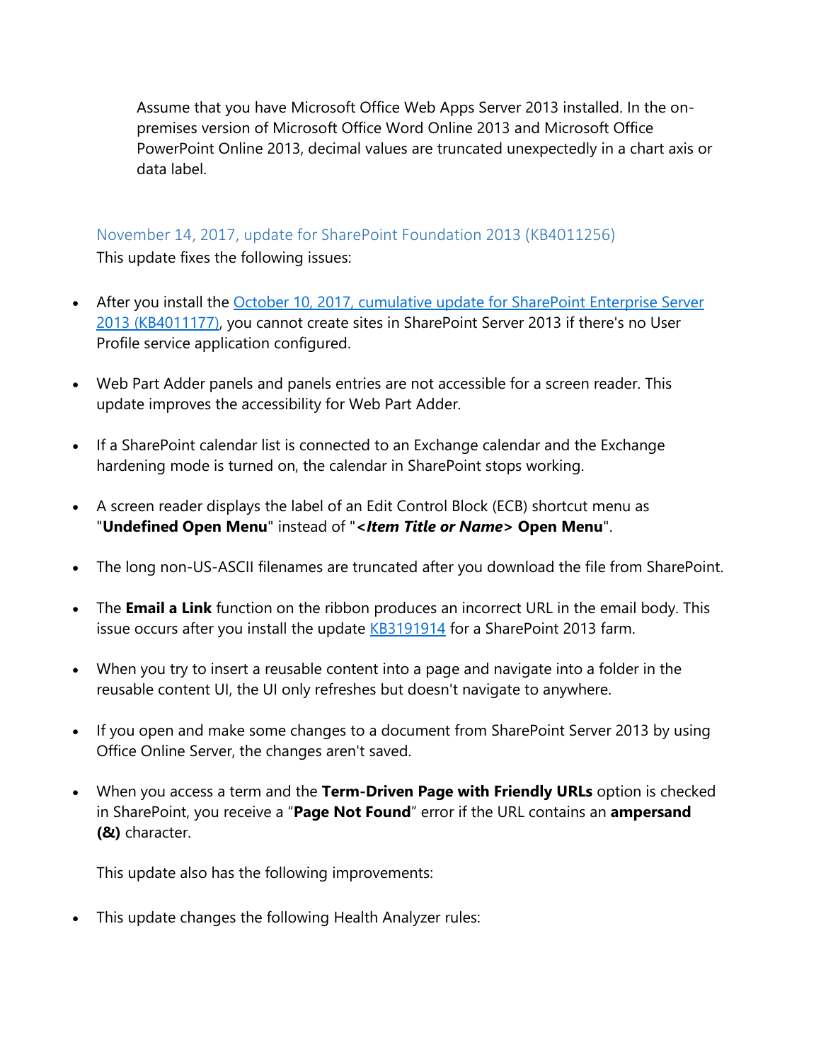Assume that you have Microsoft Office Web Apps Server 2013 installed. In the on-premises version of Microsoft Office Word Online 2013 and Microsoft Office PowerPoint Online 2013, decimal values are truncated unexpectedly in a chart axis or data label.

### November 14, 2017, update for SharePoint Foundation 2013 (KB4011256)

This update fixes the following issues:

- After you install the October 10, 2017, cumulative update for SharePoint Enterprise Server 2013 (KB4011177), you cannot create sites in SharePoint Server 2013 if there's no User Profile service application configured.
- Web Part Adder panels and panels entries are not accessible for a screen reader. This update improves the accessibility for Web Part Adder.
- If a SharePoint calendar list is connected to an Exchange calendar and the Exchange hardening mode is turned on, the calendar in SharePoint stops working.
- A screen reader displays the label of an Edit Control Block (ECB) shortcut menu as "**Undefined Open Menu**" instead of "***<Item Title or Name>* Open Menu**".
- The long non-US-ASCII filenames are truncated after you download the file from SharePoint.
- The **Email a Link** function on the ribbon produces an incorrect URL in the email body. This issue occurs after you install the update KB3191914 for a SharePoint 2013 farm.
- When you try to insert a reusable content into a page and navigate into a folder in the reusable content UI, the UI only refreshes but doesn't navigate to anywhere.
- If you open and make some changes to a document from SharePoint Server 2013 by using Office Online Server, the changes aren't saved.
- When you access a term and the **Term-Driven Page with Friendly URLs** option is checked in SharePoint, you receive a "**Page Not Found**" error if the URL contains an **ampersand (&)** character.

  This update also has the following improvements:

- This update changes the following Health Analyzer rules: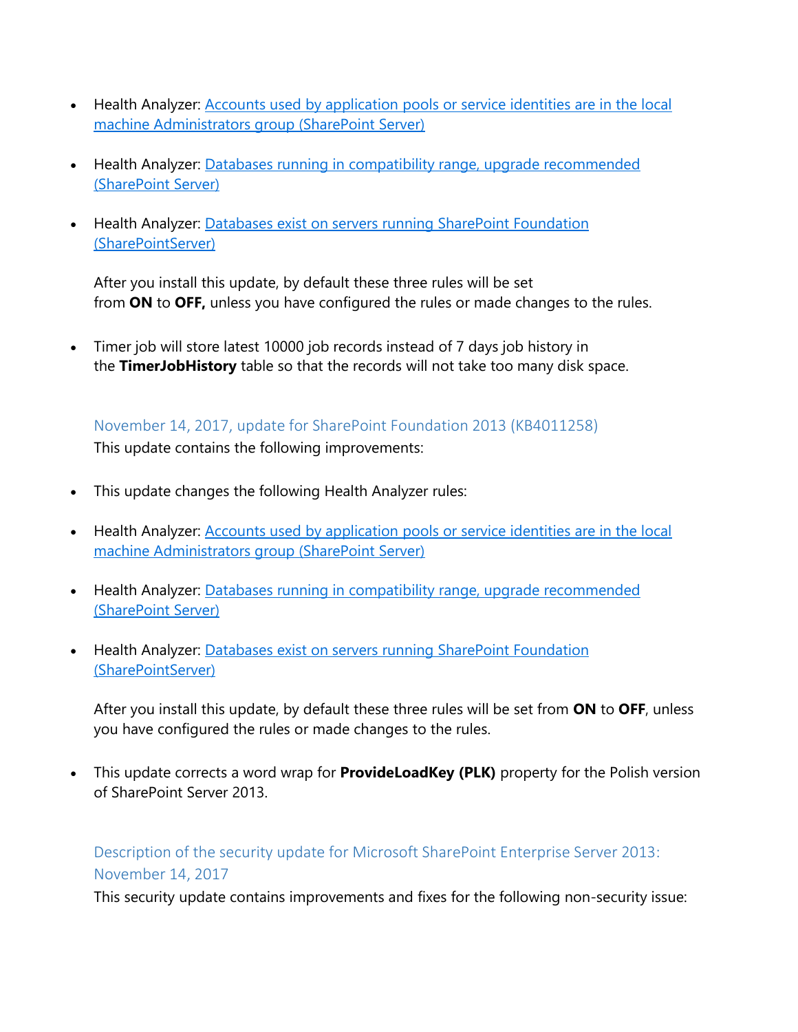- Health Analyzer: [Accounts used by application pools or service identities are in the local machine Administrators group (SharePoint Server)]()

- Health Analyzer: [Databases running in compatibility range, upgrade recommended (SharePoint Server)]()

- Health Analyzer: [Databases exist on servers running SharePoint Foundation (SharePointServer)]()

  After you install this update, by default these three rules will be set from **ON** to **OFF,** unless you have configured the rules or made changes to the rules.

- Timer job will store latest 10000 job records instead of 7 days job history in the **TimerJobHistory** table so that the records will not take too many disk space.

### November 14, 2017, update for SharePoint Foundation 2013 (KB4011258)

This update contains the following improvements:

- This update changes the following Health Analyzer rules:

- Health Analyzer: [Accounts used by application pools or service identities are in the local machine Administrators group (SharePoint Server)]()

- Health Analyzer: [Databases running in compatibility range, upgrade recommended (SharePoint Server)]()

- Health Analyzer: [Databases exist on servers running SharePoint Foundation (SharePointServer)]()

  After you install this update, by default these three rules will be set from **ON** to **OFF**, unless you have configured the rules or made changes to the rules.

- This update corrects a word wrap for **ProvideLoadKey (PLK)** property for the Polish version of SharePoint Server 2013.

### Description of the security update for Microsoft SharePoint Enterprise Server 2013: November 14, 2017

This security update contains improvements and fixes for the following non-security issue: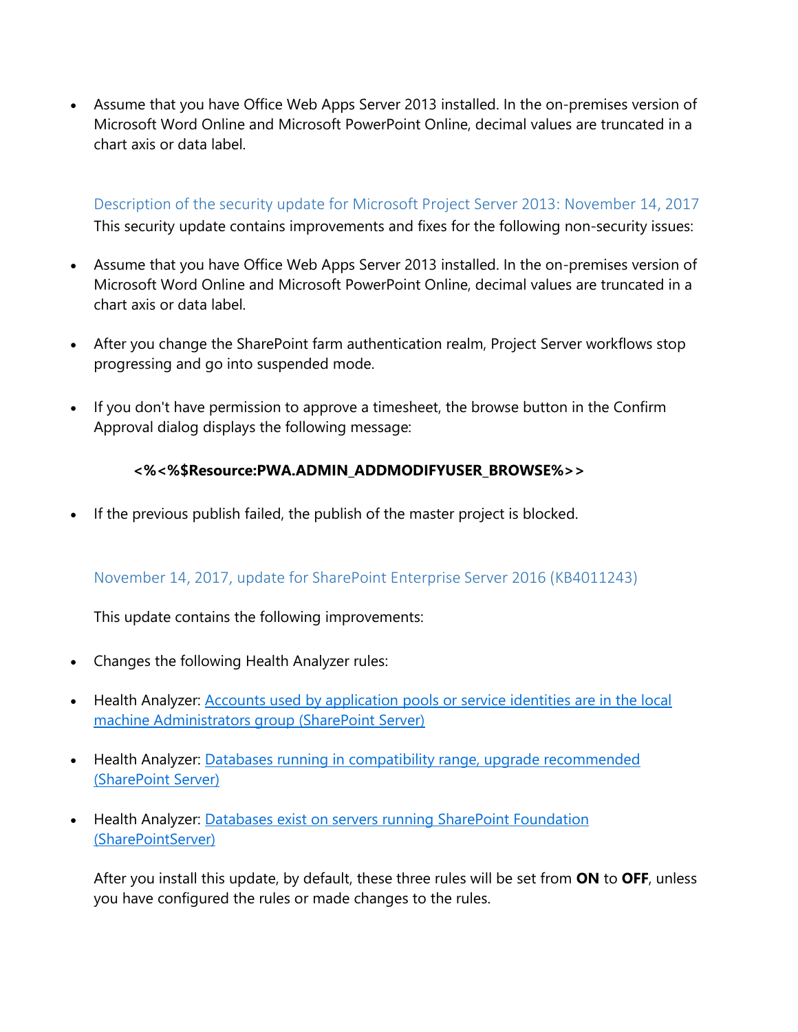- Assume that you have Office Web Apps Server 2013 installed. In the on-premises version of Microsoft Word Online and Microsoft PowerPoint Online, decimal values are truncated in a chart axis or data label.

## Description of the security update for Microsoft Project Server 2013: November 14, 2017

This security update contains improvements and fixes for the following non-security issues:

- Assume that you have Office Web Apps Server 2013 installed. In the on-premises version of Microsoft Word Online and Microsoft PowerPoint Online, decimal values are truncated in a chart axis or data label.

- After you change the SharePoint farm authentication realm, Project Server workflows stop progressing and go into suspended mode.

- If you don't have permission to approve a timesheet, the browse button in the Confirm Approval dialog displays the following message:

  **<%<%$Resource:PWA.ADMIN_ADDMODIFYUSER_BROWSE%>>**

- If the previous publish failed, the publish of the master project is blocked.

## November 14, 2017, update for SharePoint Enterprise Server 2016 (KB4011243)

This update contains the following improvements:

- Changes the following Health Analyzer rules:

- Health Analyzer: [Accounts used by application pools or service identities are in the local machine Administrators group (SharePoint Server)]()

- Health Analyzer: [Databases running in compatibility range, upgrade recommended (SharePoint Server)]()

- Health Analyzer: [Databases exist on servers running SharePoint Foundation (SharePointServer)]()

After you install this update, by default, these three rules will be set from **ON** to **OFF**, unless you have configured the rules or made changes to the rules.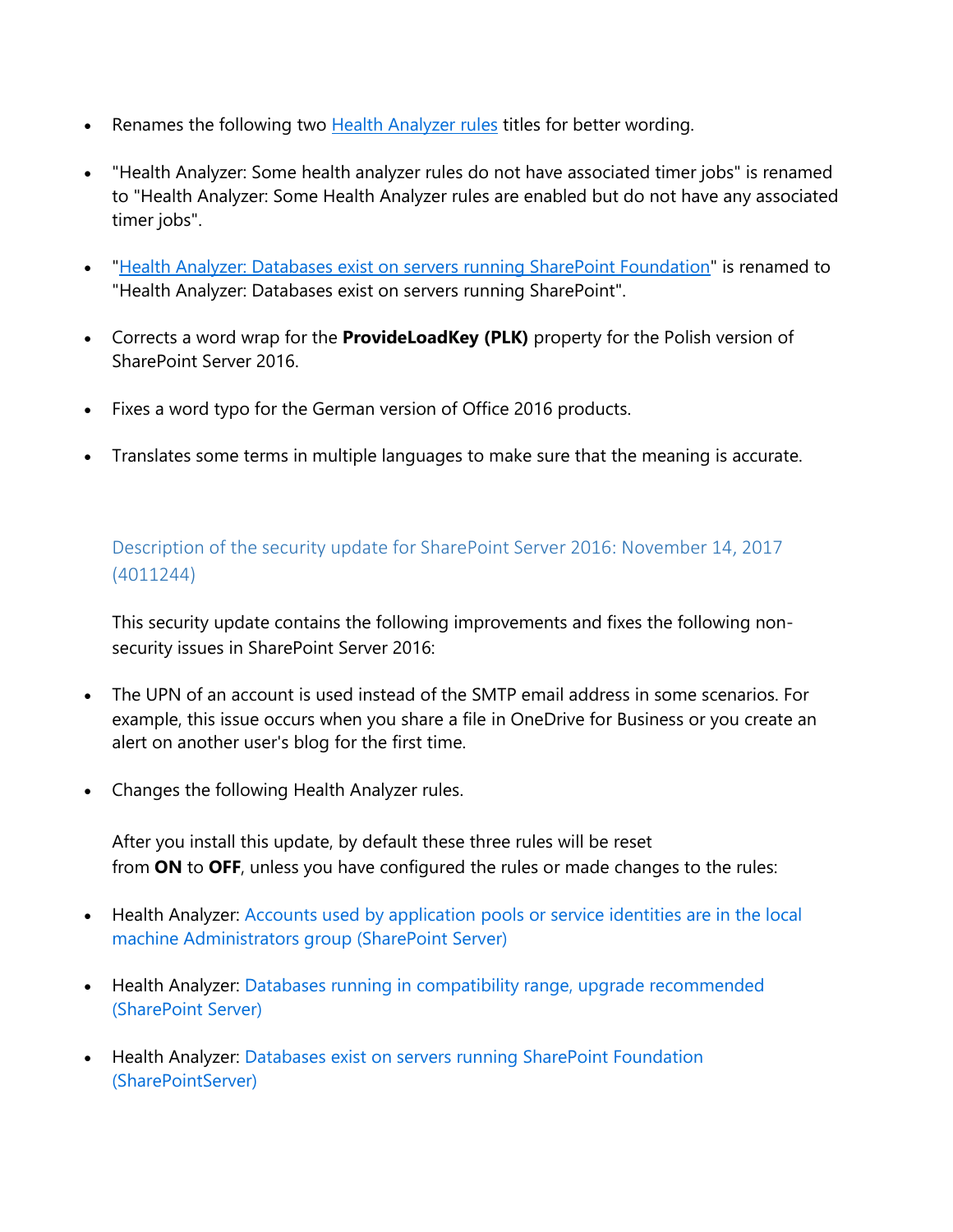- Renames the following two [Health Analyzer rules]() titles for better wording.
- "Health Analyzer: Some health analyzer rules do not have associated timer jobs" is renamed to "Health Analyzer: Some Health Analyzer rules are enabled but do not have any associated timer jobs".
- "[Health Analyzer: Databases exist on servers running SharePoint Foundation]()" is renamed to "Health Analyzer: Databases exist on servers running SharePoint".
- Corrects a word wrap for the **ProvideLoadKey (PLK)** property for the Polish version of SharePoint Server 2016.
- Fixes a word typo for the German version of Office 2016 products.
- Translates some terms in multiple languages to make sure that the meaning is accurate.

### Description of the security update for SharePoint Server 2016: November 14, 2017 (4011244)

This security update contains the following improvements and fixes the following non-security issues in SharePoint Server 2016:

- The UPN of an account is used instead of the SMTP email address in some scenarios. For example, this issue occurs when you share a file in OneDrive for Business or you create an alert on another user's blog for the first time.
- Changes the following Health Analyzer rules.

  After you install this update, by default these three rules will be reset from **ON** to **OFF**, unless you have configured the rules or made changes to the rules:

- Health Analyzer: Accounts used by application pools or service identities are in the local machine Administrators group (SharePoint Server)
- Health Analyzer: Databases running in compatibility range, upgrade recommended (SharePoint Server)
- Health Analyzer: Databases exist on servers running SharePoint Foundation (SharePointServer)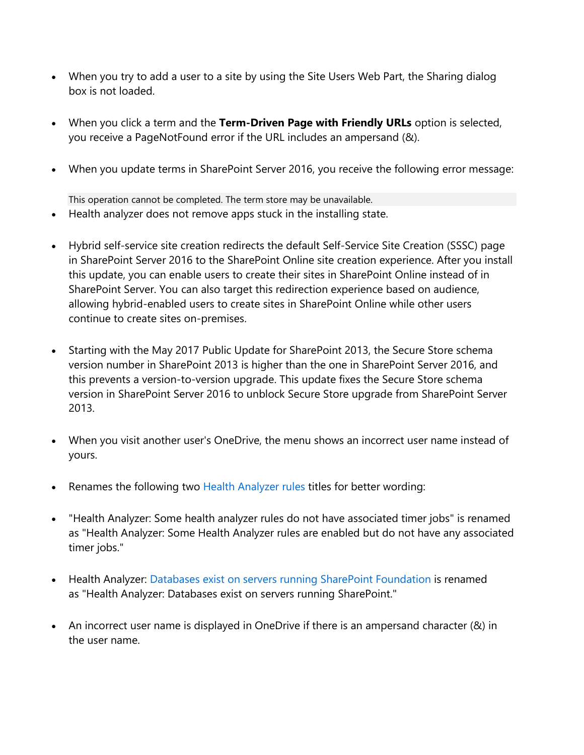- When you try to add a user to a site by using the Site Users Web Part, the Sharing dialog box is not loaded.

- When you click a term and the **Term-Driven Page with Friendly URLs** option is selected, you receive a PageNotFound error if the URL includes an ampersand (&).

- When you update terms in SharePoint Server 2016, you receive the following error message:

```
This operation cannot be completed. The term store may be unavailable.
```

- Health analyzer does not remove apps stuck in the installing state.

- Hybrid self-service site creation redirects the default Self-Service Site Creation (SSSC) page in SharePoint Server 2016 to the SharePoint Online site creation experience. After you install this update, you can enable users to create their sites in SharePoint Online instead of in SharePoint Server. You can also target this redirection experience based on audience, allowing hybrid-enabled users to create sites in SharePoint Online while other users continue to create sites on-premises.

- Starting with the May 2017 Public Update for SharePoint 2013, the Secure Store schema version number in SharePoint 2013 is higher than the one in SharePoint Server 2016, and this prevents a version-to-version upgrade. This update fixes the Secure Store schema version in SharePoint Server 2016 to unblock Secure Store upgrade from SharePoint Server 2013.

- When you visit another user's OneDrive, the menu shows an incorrect user name instead of yours.

- Renames the following two Health Analyzer rules titles for better wording:

- "Health Analyzer: Some health analyzer rules do not have associated timer jobs" is renamed as "Health Analyzer: Some Health Analyzer rules are enabled but do not have any associated timer jobs."

- Health Analyzer: Databases exist on servers running SharePoint Foundation is renamed as "Health Analyzer: Databases exist on servers running SharePoint."

- An incorrect user name is displayed in OneDrive if there is an ampersand character (&) in the user name.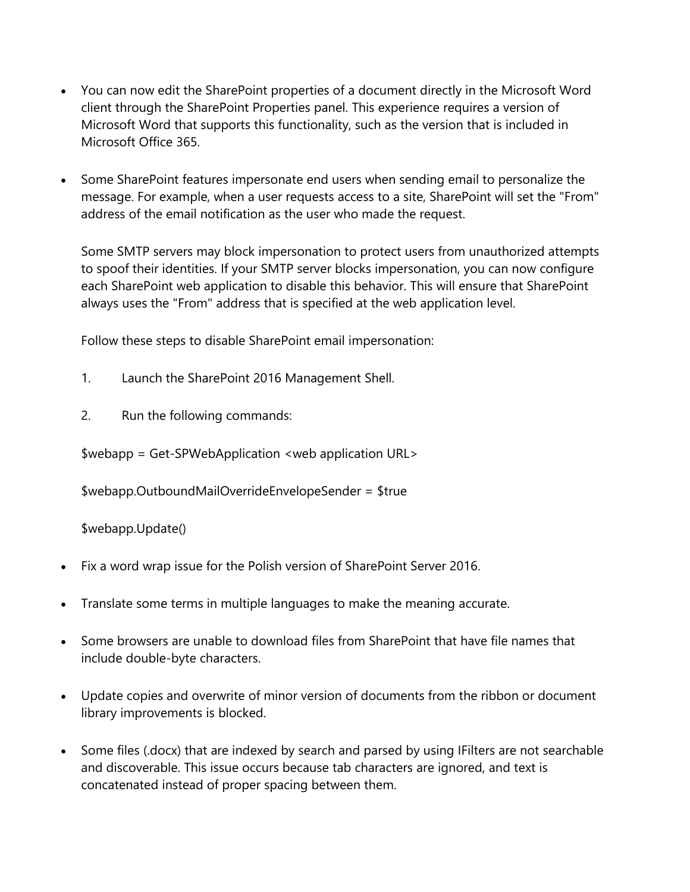- You can now edit the SharePoint properties of a document directly in the Microsoft Word client through the SharePoint Properties panel. This experience requires a version of Microsoft Word that supports this functionality, such as the version that is included in Microsoft Office 365.

- Some SharePoint features impersonate end users when sending email to personalize the message. For example, when a user requests access to a site, SharePoint will set the "From" address of the email notification as the user who made the request.

  Some SMTP servers may block impersonation to protect users from unauthorized attempts to spoof their identities. If your SMTP server blocks impersonation, you can now configure each SharePoint web application to disable this behavior. This will ensure that SharePoint always uses the "From" address that is specified at the web application level.

  Follow these steps to disable SharePoint email impersonation:

  1. Launch the SharePoint 2016 Management Shell.

  2. Run the following commands:

  ```
  $webapp = Get-SPWebApplication <web application URL>

  $webapp.OutboundMailOverrideEnvelopeSender = $true

  $webapp.Update()
  ```

- Fix a word wrap issue for the Polish version of SharePoint Server 2016.

- Translate some terms in multiple languages to make the meaning accurate.

- Some browsers are unable to download files from SharePoint that have file names that include double-byte characters.

- Update copies and overwrite of minor version of documents from the ribbon or document library improvements is blocked.

- Some files (.docx) that are indexed by search and parsed by using IFilters are not searchable and discoverable. This issue occurs because tab characters are ignored, and text is concatenated instead of proper spacing between them.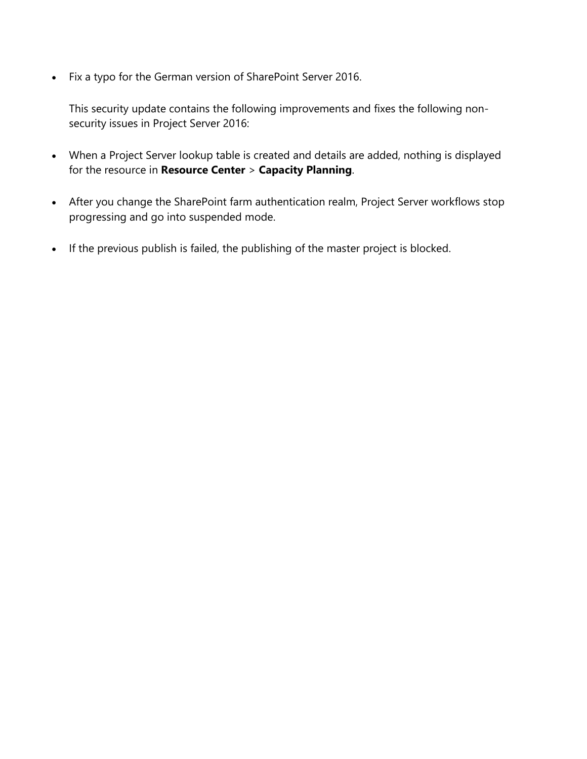- Fix a typo for the German version of SharePoint Server 2016.

  This security update contains the following improvements and fixes the following non-security issues in Project Server 2016:

- When a Project Server lookup table is created and details are added, nothing is displayed for the resource in **Resource Center** > **Capacity Planning**.

- After you change the SharePoint farm authentication realm, Project Server workflows stop progressing and go into suspended mode.

- If the previous publish is failed, the publishing of the master project is blocked.